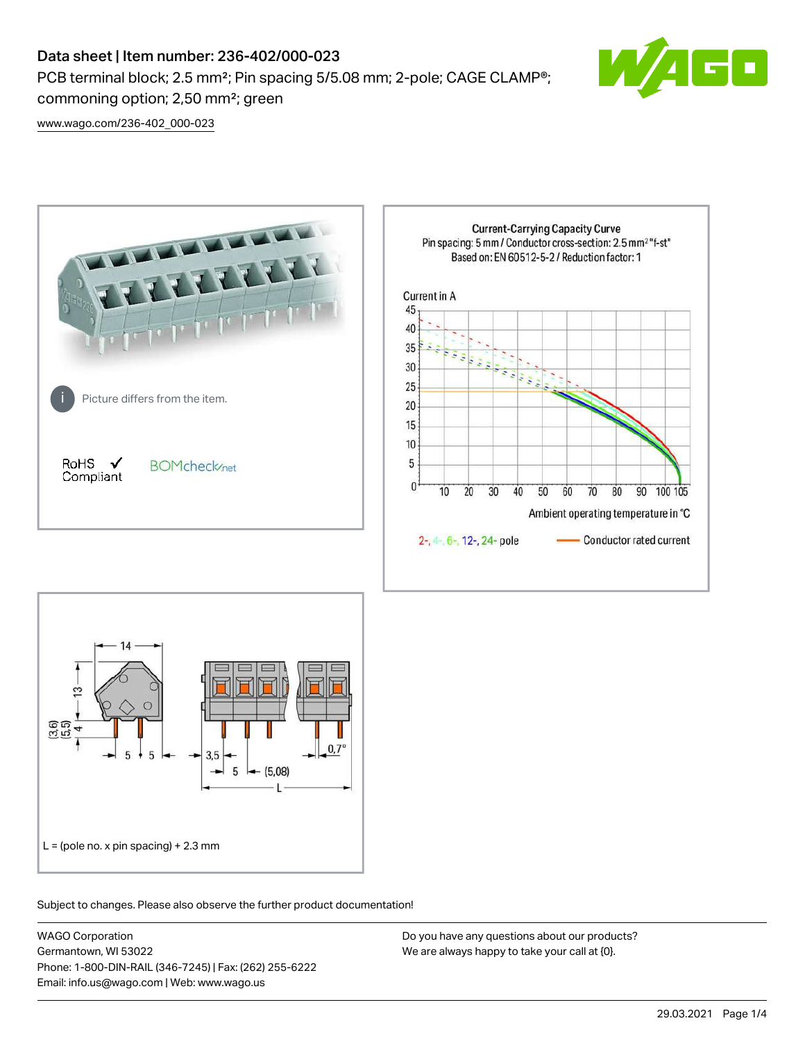# Data sheet | Item number: 236-402/000-023

PCB terminal block; 2.5 mm²; Pin spacing 5/5.08 mm; 2-pole; CAGE CLAMP®; commoning option; 2,50 mm²; green

www.wago.com/236-402_000-023

Picture differs from the item.

RoHS ✓ Compliant

BOMcheck.net

**Current-Carrying Capacity Curve**
Pin spacing: 5 mm / Conductor cross-section: 2.5 mm² "f-st"
Based on: EN 60512-5-2 / Reduction factor: 1

Current in A

Ambient operating temperature in °C

2-, 4-, 6-, 12-, 24- pole — Conductor rated current

L = (pole no. x pin spacing) + 2.3 mm

Subject to changes. Please also observe the further product documentation!

WAGO Corporation
Germantown, WI 53022
Phone: 1-800-DIN-RAIL (346-7245) | Fax: (262) 255-6222
Email: info.us@wago.com | Web: www.wago.us

Do you have any questions about our products?
We are always happy to take your call at {0}.

29.03.2021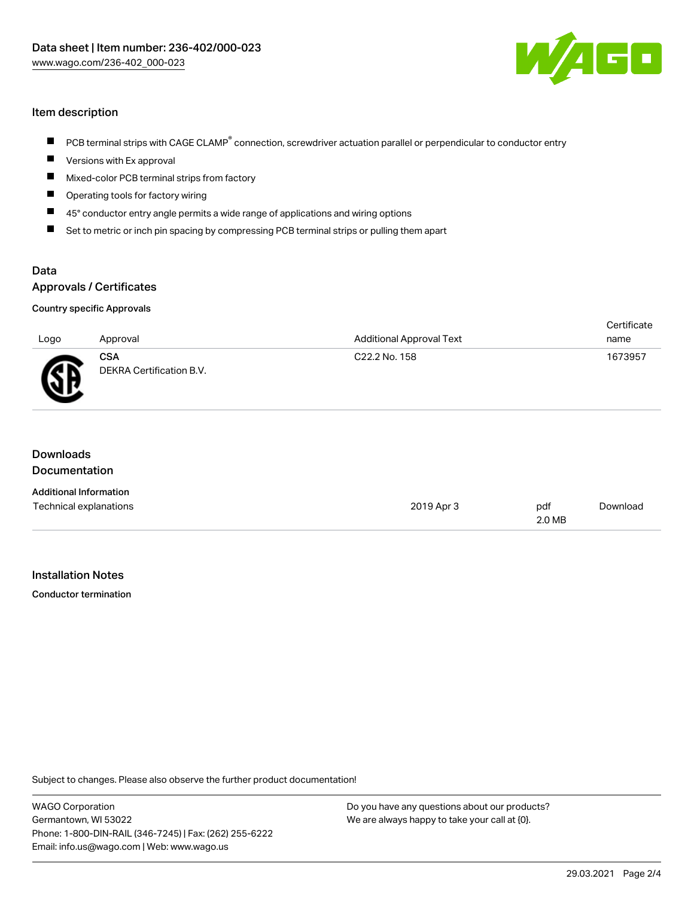## Item description

- PCB terminal strips with CAGE CLAMP® connection, screwdriver actuation parallel or perpendicular to conductor entry
- Versions with Ex approval
- Mixed-color PCB terminal strips from factory
- Operating tools for factory wiring
- 45° conductor entry angle permits a wide range of applications and wiring options
- Set to metric or inch pin spacing by compressing PCB terminal strips or pulling them apart

## Data

### Approvals / Certificates

#### Country specific Approvals

| Logo | Approval | Additional Approval Text | Certificate name |
| --- | --- | --- | --- |
| | **CSA** DEKRA Certification B.V. | C22.2 No. 158 | 1673957 |

## Downloads

### Documentation

#### Additional Information

| | | | |
| --- | --- | --- | --- |
| Technical explanations | 2019 Apr 3 | pdf 2.0 MB | Download |

## Installation Notes

#### Conductor termination

Subject to changes. Please also observe the further product documentation!

WAGO Corporation
Germantown, WI 53022
Phone: 1-800-DIN-RAIL (346-7245) | Fax: (262) 255-6222
Email: info.us@wago.com | Web: www.wago.us

Do you have any questions about our products?
We are always happy to take your call at {0}.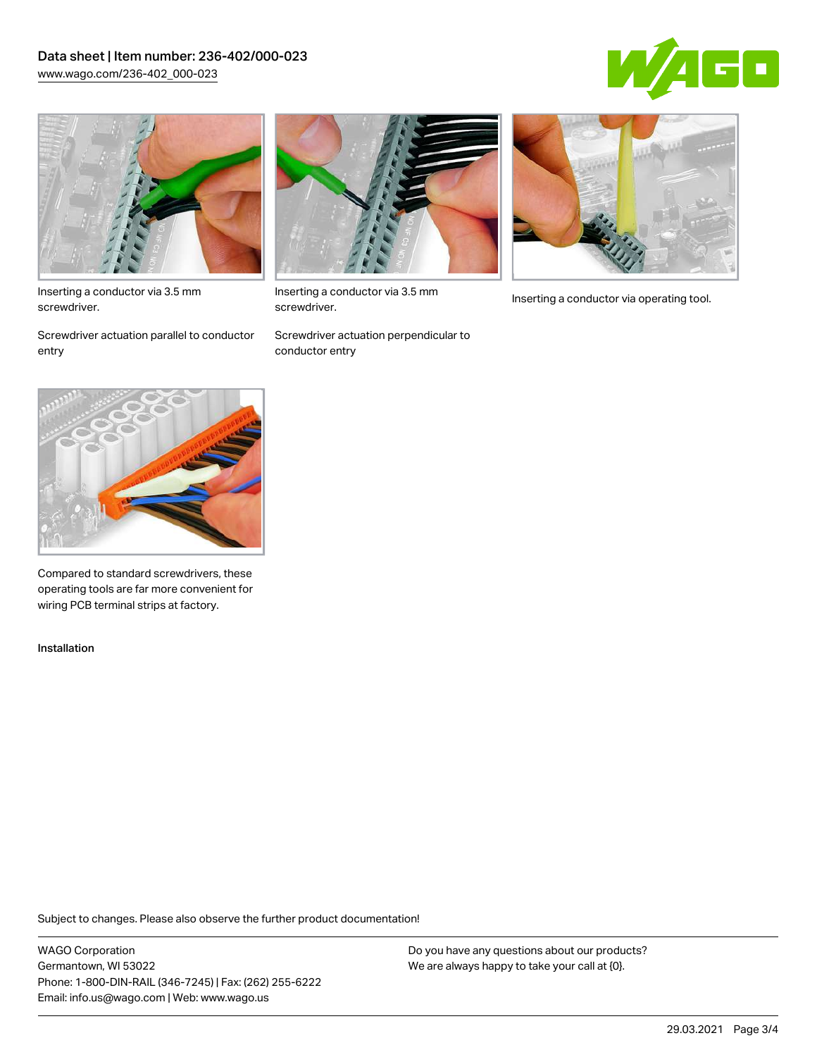Inserting a conductor via 3.5 mm screwdriver.

Screwdriver actuation parallel to conductor entry

Inserting a conductor via 3.5 mm screwdriver.

Screwdriver actuation perpendicular to conductor entry

Inserting a conductor via operating tool.

Compared to standard screwdrivers, these operating tools are far more convenient for wiring PCB terminal strips at factory.

Installation

Subject to changes. Please also observe the further product documentation!

WAGO Corporation
Germantown, WI 53022
Phone: 1-800-DIN-RAIL (346-7245) | Fax: (262) 255-6222
Email: info.us@wago.com | Web: www.wago.us

Do you have any questions about our products?
We are always happy to take your call at {0}.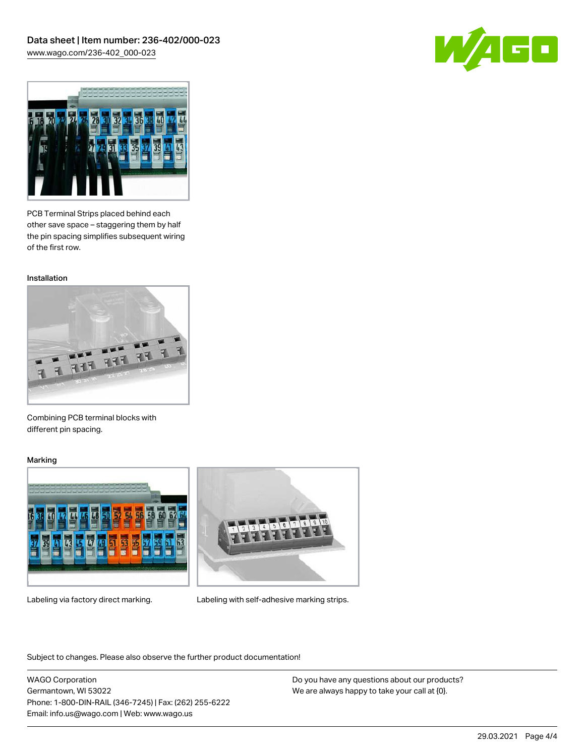PCB Terminal Strips placed behind each other save space – staggering them by half the pin spacing simplifies subsequent wiring of the first row.

### Installation

Combining PCB terminal blocks with different pin spacing.

### Marking

Labeling via factory direct marking.

Labeling with self-adhesive marking strips.

Subject to changes. Please also observe the further product documentation!

WAGO Corporation
Germantown, WI 53022
Phone: 1-800-DIN-RAIL (346-7245) | Fax: (262) 255-6222
Email: info.us@wago.com | Web: www.wago.us

Do you have any questions about our products?
We are always happy to take your call at {0}.